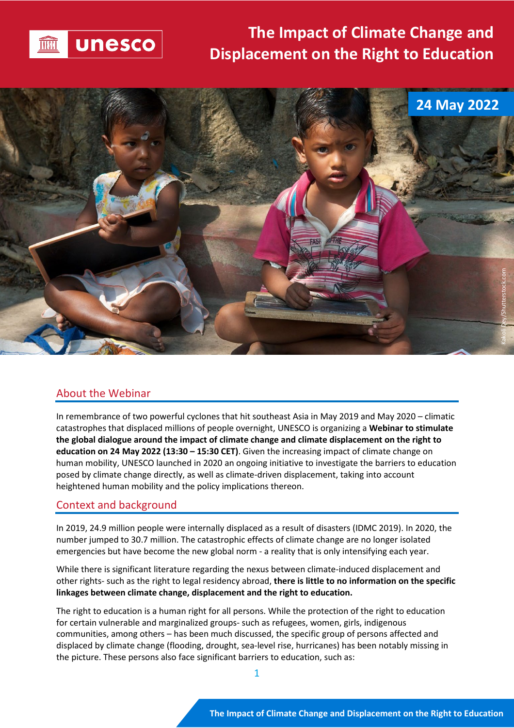# The Impact of Climate Change and Displacement on the Right to Education

24 May 2022

## About the Webinar

In remembrance of two powerful cyclones that hit southeast Asia in May 2019 and May 2020 – climatic catastrophes that displaced millions of people overnight, UNESCO is organizing a **Webinar to stimulate the global dialogue around the impact of climate change and climate displacement on the right to education on 24 May 2022 (13:30 – 15:30 CET)**. Given the increasing impact of climate change on human mobility, UNESCO launched in 2020 an ongoing initiative to investigate the barriers to education posed by climate change directly, as well as climate-driven displacement, taking into account heightened human mobility and the policy implications thereon.

## Context and background

In 2019, 24.9 million people were internally displaced as a result of disasters (IDMC 2019). In 2020, the number jumped to 30.7 million. The catastrophic effects of climate change are no longer isolated emergencies but have become the new global norm - a reality that is only intensifying each year.

While there is significant literature regarding the nexus between climate-induced displacement and other rights- such as the right to legal residency abroad, **there is little to no information on the specific linkages between climate change, displacement and the right to education.**

The right to education is a human right for all persons. While the protection of the right to education for certain vulnerable and marginalized groups- such as refugees, women, girls, indigenous communities, among others – has been much discussed, the specific group of persons affected and displaced by climate change (flooding, drought, sea-level rise, hurricanes) has been notably missing in the picture. These persons also face significant barriers to education, such as: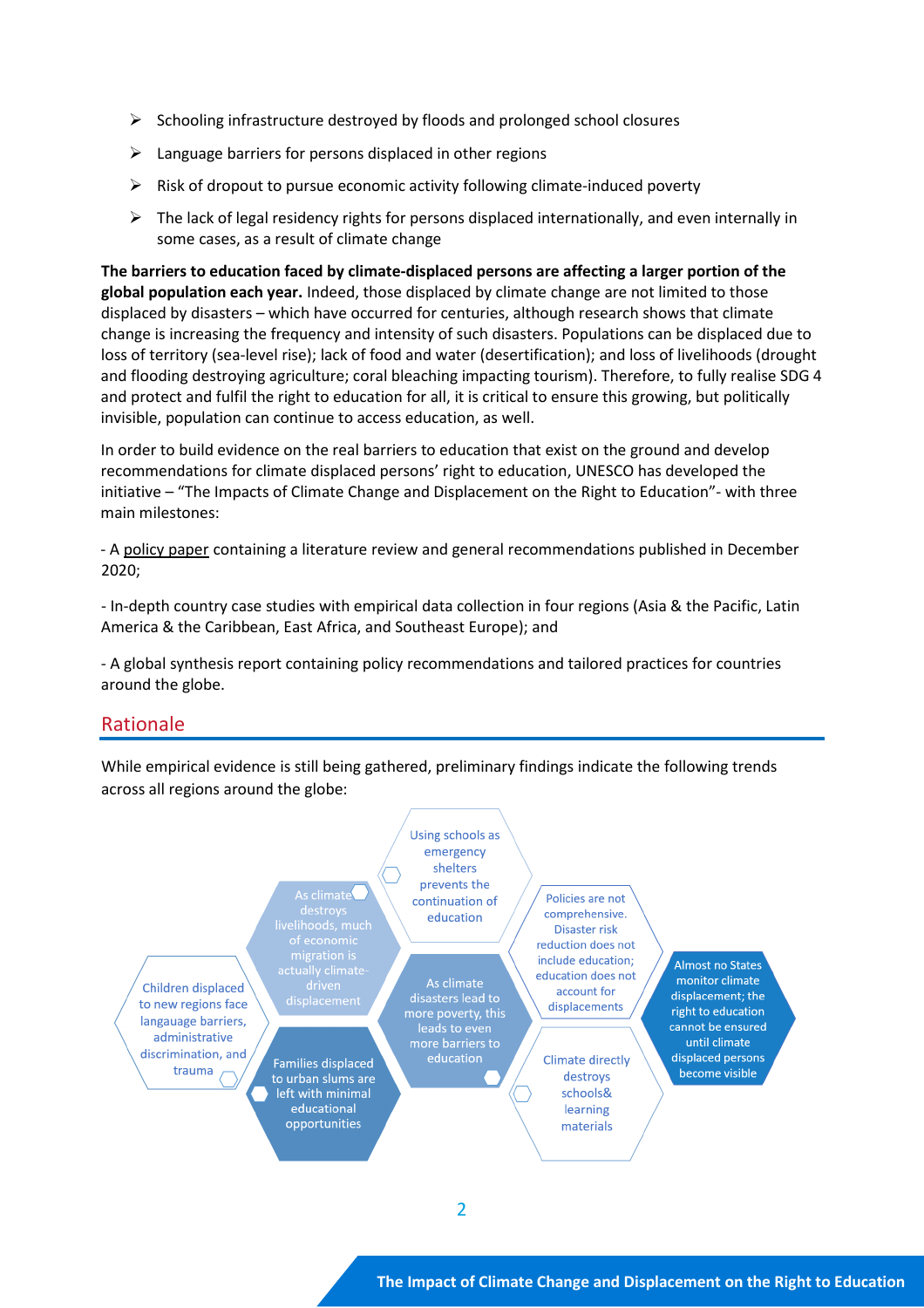- ➢ Schooling infrastructure destroyed by floods and prolonged school closures
- ➢ Language barriers for persons displaced in other regions
- ➢ Risk of dropout to pursue economic activity following climate-induced poverty
- ➢ The lack of legal residency rights for persons displaced internationally, and even internally in some cases, as a result of climate change

**The barriers to education faced by climate-displaced persons are affecting a larger portion of the global population each year.** Indeed, those displaced by climate change are not limited to those displaced by disasters – which have occurred for centuries, although research shows that climate change is increasing the frequency and intensity of such disasters. Populations can be displaced due to loss of territory (sea-level rise); lack of food and water (desertification); and loss of livelihoods (drought and flooding destroying agriculture; coral bleaching impacting tourism). Therefore, to fully realise SDG 4 and protect and fulfil the right to education for all, it is critical to ensure this growing, but politically invisible, population can continue to access education, as well.

In order to build evidence on the real barriers to education that exist on the ground and develop recommendations for climate displaced persons' right to education, UNESCO has developed the initiative – "The Impacts of Climate Change and Displacement on the Right to Education"- with three main milestones:

- A policy paper containing a literature review and general recommendations published in December 2020;

- In-depth country case studies with empirical data collection in four regions (Asia & the Pacific, Latin America & the Caribbean, East Africa, and Southeast Europe); and

- A global synthesis report containing policy recommendations and tailored practices for countries around the globe.

## Rationale

While empirical evidence is still being gathered, preliminary findings indicate the following trends across all regions around the globe:

- Using schools as emergency shelters prevents the continuation of education
- As climate destroys livelihoods, much of economic migration is actually climate-driven displacement
- Policies are not comprehensive. Disaster risk reduction does not include education; education does not account for displacements
- Children displaced to new regions face langauage barriers, administrative discrimination, and trauma
- As climate disasters lead to more poverty, this leads to even more barriers to education
- Almost no States monitor climate displacement; the right to education cannot be ensured until climate displaced persons become visible
- Families displaced to urban slums are left with minimal educational opportunities
- Climate directly destroys schools& learning materials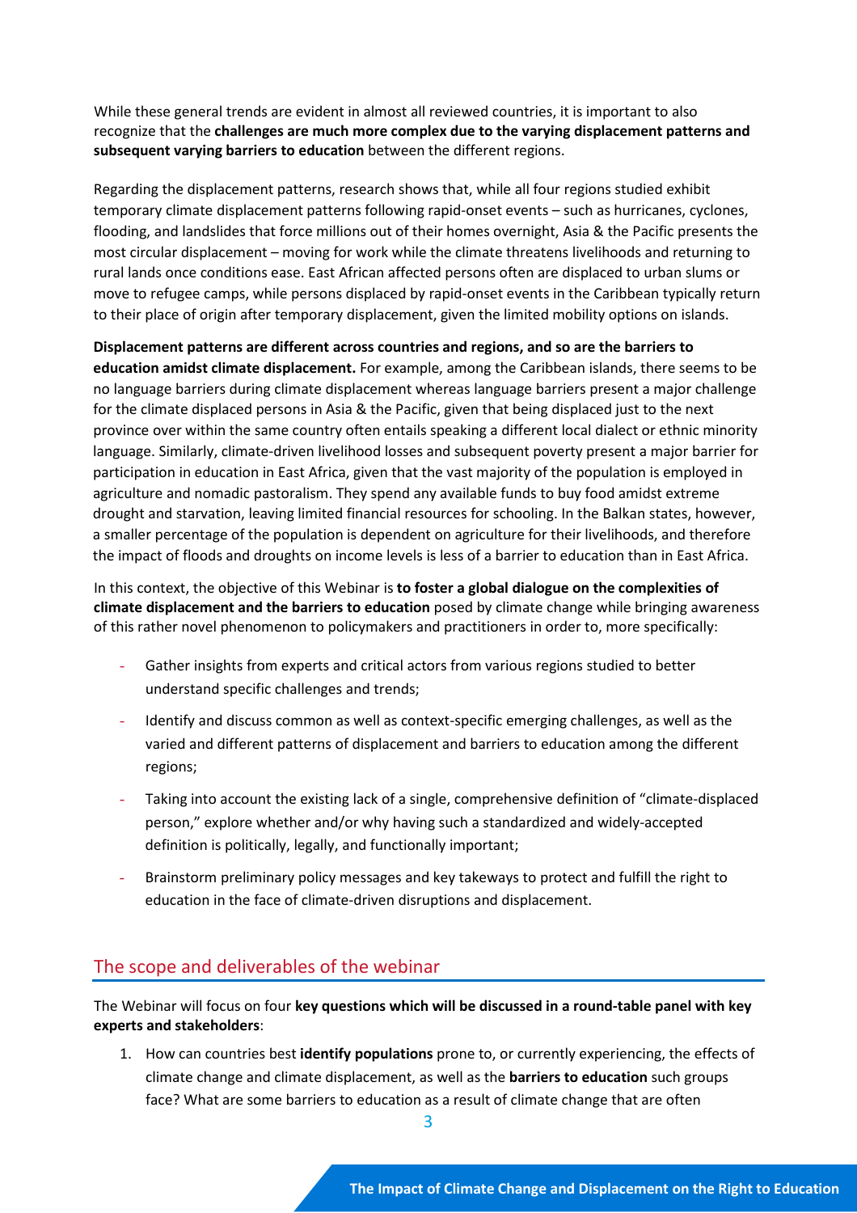While these general trends are evident in almost all reviewed countries, it is important to also recognize that the **challenges are much more complex due to the varying displacement patterns and subsequent varying barriers to education** between the different regions.

Regarding the displacement patterns, research shows that, while all four regions studied exhibit temporary climate displacement patterns following rapid-onset events – such as hurricanes, cyclones, flooding, and landslides that force millions out of their homes overnight, Asia & the Pacific presents the most circular displacement – moving for work while the climate threatens livelihoods and returning to rural lands once conditions ease. East African affected persons often are displaced to urban slums or move to refugee camps, while persons displaced by rapid-onset events in the Caribbean typically return to their place of origin after temporary displacement, given the limited mobility options on islands.

**Displacement patterns are different across countries and regions, and so are the barriers to education amidst climate displacement.** For example, among the Caribbean islands, there seems to be no language barriers during climate displacement whereas language barriers present a major challenge for the climate displaced persons in Asia & the Pacific, given that being displaced just to the next province over within the same country often entails speaking a different local dialect or ethnic minority language. Similarly, climate-driven livelihood losses and subsequent poverty present a major barrier for participation in education in East Africa, given that the vast majority of the population is employed in agriculture and nomadic pastoralism. They spend any available funds to buy food amidst extreme drought and starvation, leaving limited financial resources for schooling. In the Balkan states, however, a smaller percentage of the population is dependent on agriculture for their livelihoods, and therefore the impact of floods and droughts on income levels is less of a barrier to education than in East Africa.

In this context, the objective of this Webinar is **to foster a global dialogue on the complexities of climate displacement and the barriers to education** posed by climate change while bringing awareness of this rather novel phenomenon to policymakers and practitioners in order to, more specifically:

- Gather insights from experts and critical actors from various regions studied to better understand specific challenges and trends;
- Identify and discuss common as well as context-specific emerging challenges, as well as the varied and different patterns of displacement and barriers to education among the different regions;
- Taking into account the existing lack of a single, comprehensive definition of "climate-displaced person," explore whether and/or why having such a standardized and widely-accepted definition is politically, legally, and functionally important;
- Brainstorm preliminary policy messages and key takeways to protect and fulfill the right to education in the face of climate-driven disruptions and displacement.

## The scope and deliverables of the webinar

The Webinar will focus on four **key questions which will be discussed in a round-table panel with key experts and stakeholders**:

1. How can countries best **identify populations** prone to, or currently experiencing, the effects of climate change and climate displacement, as well as the **barriers to education** such groups face? What are some barriers to education as a result of climate change that are often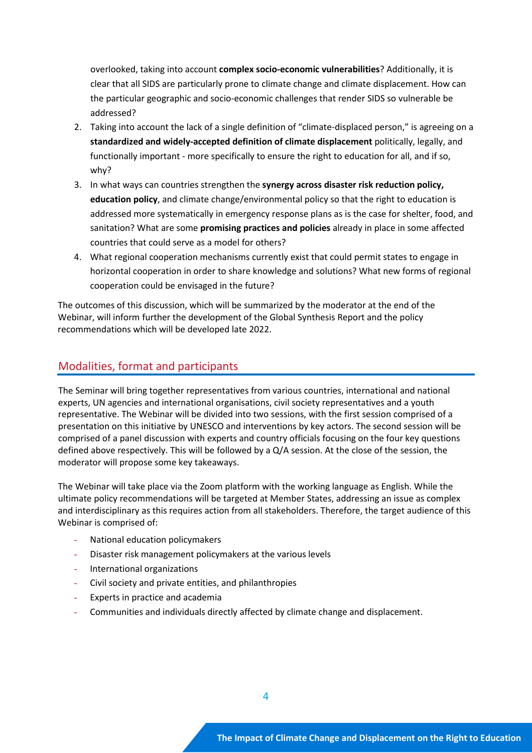overlooked, taking into account **complex socio-economic vulnerabilities**? Additionally, it is clear that all SIDS are particularly prone to climate change and climate displacement. How can the particular geographic and socio-economic challenges that render SIDS so vulnerable be addressed?

2. Taking into account the lack of a single definition of "climate-displaced person," is agreeing on a **standardized and widely-accepted definition of climate displacement** politically, legally, and functionally important - more specifically to ensure the right to education for all, and if so, why?
3. In what ways can countries strengthen the **synergy across disaster risk reduction policy, education policy**, and climate change/environmental policy so that the right to education is addressed more systematically in emergency response plans as is the case for shelter, food, and sanitation? What are some **promising practices and policies** already in place in some affected countries that could serve as a model for others?
4. What regional cooperation mechanisms currently exist that could permit states to engage in horizontal cooperation in order to share knowledge and solutions? What new forms of regional cooperation could be envisaged in the future?

The outcomes of this discussion, which will be summarized by the moderator at the end of the Webinar, will inform further the development of the Global Synthesis Report and the policy recommendations which will be developed late 2022.

## Modalities, format and participants

The Seminar will bring together representatives from various countries, international and national experts, UN agencies and international organisations, civil society representatives and a youth representative. The Webinar will be divided into two sessions, with the first session comprised of a presentation on this initiative by UNESCO and interventions by key actors. The second session will be comprised of a panel discussion with experts and country officials focusing on the four key questions defined above respectively. This will be followed by a Q/A session. At the close of the session, the moderator will propose some key takeaways.

The Webinar will take place via the Zoom platform with the working language as English. While the ultimate policy recommendations will be targeted at Member States, addressing an issue as complex and interdisciplinary as this requires action from all stakeholders. Therefore, the target audience of this Webinar is comprised of:

- National education policymakers
- Disaster risk management policymakers at the various levels
- International organizations
- Civil society and private entities, and philanthropies
- Experts in practice and academia
- Communities and individuals directly affected by climate change and displacement.